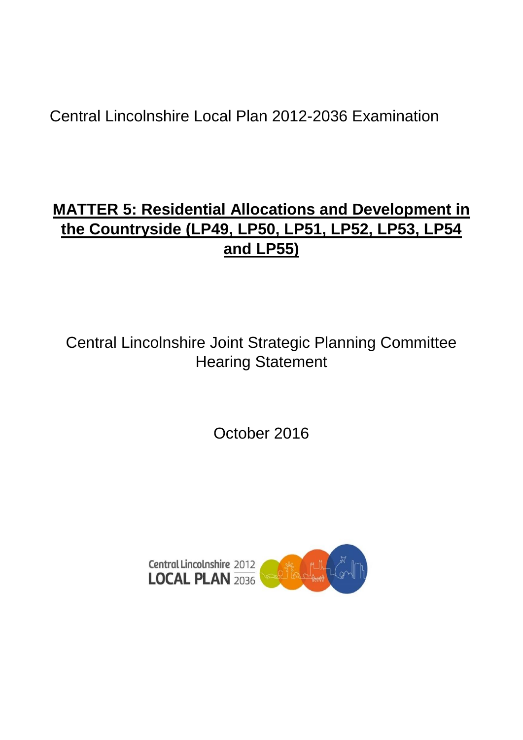Central Lincolnshire Local Plan 2012-2036 Examination

# MATTER 5: Residential Allocations and Development in the Countryside (LP49, LP50, LP51, LP52, LP53, LP54 and LP55)

Central Lincolnshire Joint Strategic Planning Committee
Hearing Statement

October 2016

Central Lincolnshire 2012
LOCAL PLAN 2036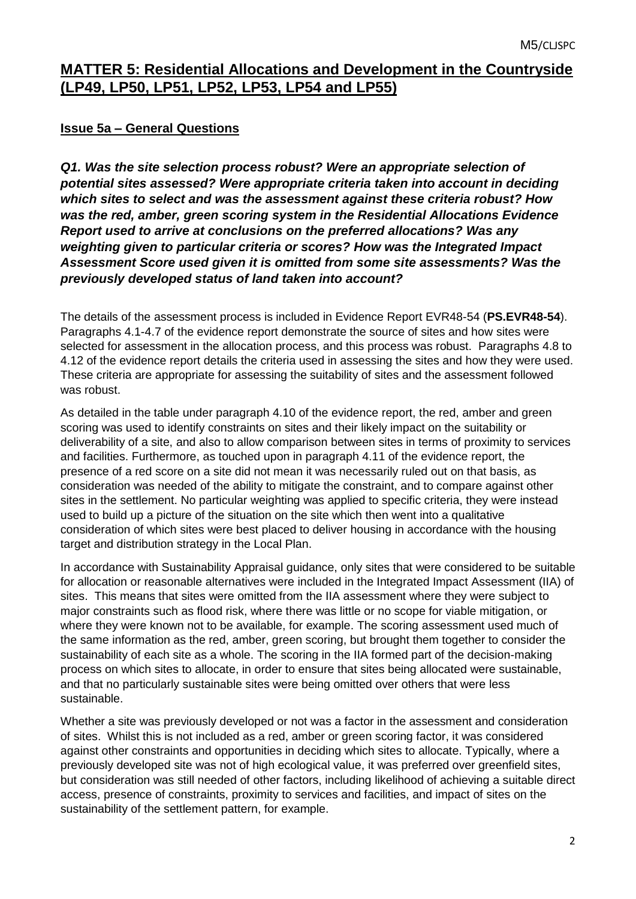## MATTER 5: Residential Allocations and Development in the Countryside (LP49, LP50, LP51, LP52, LP53, LP54 and LP55)

### Issue 5a – General Questions

***Q1. Was the site selection process robust? Were an appropriate selection of potential sites assessed? Were appropriate criteria taken into account in deciding which sites to select and was the assessment against these criteria robust? How was the red, amber, green scoring system in the Residential Allocations Evidence Report used to arrive at conclusions on the preferred allocations? Was any weighting given to particular criteria or scores? How was the Integrated Impact Assessment Score used given it is omitted from some site assessments? Was the previously developed status of land taken into account?***

The details of the assessment process is included in Evidence Report EVR48-54 (**PS.EVR48-54**). Paragraphs 4.1-4.7 of the evidence report demonstrate the source of sites and how sites were selected for assessment in the allocation process, and this process was robust. Paragraphs 4.8 to 4.12 of the evidence report details the criteria used in assessing the sites and how they were used. These criteria are appropriate for assessing the suitability of sites and the assessment followed was robust.

As detailed in the table under paragraph 4.10 of the evidence report, the red, amber and green scoring was used to identify constraints on sites and their likely impact on the suitability or deliverability of a site, and also to allow comparison between sites in terms of proximity to services and facilities. Furthermore, as touched upon in paragraph 4.11 of the evidence report, the presence of a red score on a site did not mean it was necessarily ruled out on that basis, as consideration was needed of the ability to mitigate the constraint, and to compare against other sites in the settlement. No particular weighting was applied to specific criteria, they were instead used to build up a picture of the situation on the site which then went into a qualitative consideration of which sites were best placed to deliver housing in accordance with the housing target and distribution strategy in the Local Plan.

In accordance with Sustainability Appraisal guidance, only sites that were considered to be suitable for allocation or reasonable alternatives were included in the Integrated Impact Assessment (IIA) of sites. This means that sites were omitted from the IIA assessment where they were subject to major constraints such as flood risk, where there was little or no scope for viable mitigation, or where they were known not to be available, for example. The scoring assessment used much of the same information as the red, amber, green scoring, but brought them together to consider the sustainability of each site as a whole. The scoring in the IIA formed part of the decision-making process on which sites to allocate, in order to ensure that sites being allocated were sustainable, and that no particularly sustainable sites were being omitted over others that were less sustainable.

Whether a site was previously developed or not was a factor in the assessment and consideration of sites. Whilst this is not included as a red, amber or green scoring factor, it was considered against other constraints and opportunities in deciding which sites to allocate. Typically, where a previously developed site was not of high ecological value, it was preferred over greenfield sites, but consideration was still needed of other factors, including likelihood of achieving a suitable direct access, presence of constraints, proximity to services and facilities, and impact of sites on the sustainability of the settlement pattern, for example.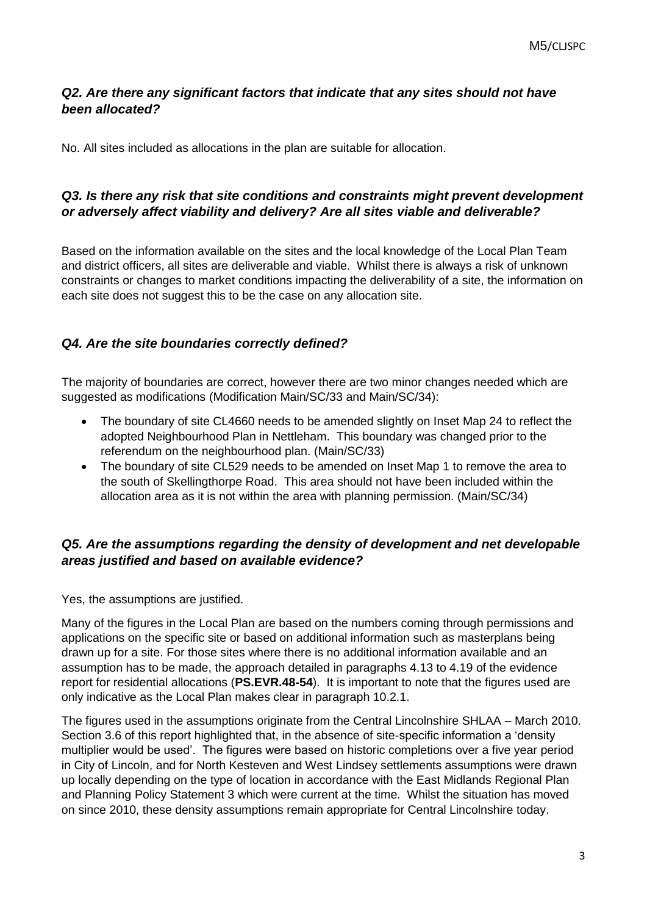### *Q2. Are there any significant factors that indicate that any sites should not have been allocated?*

No. All sites included as allocations in the plan are suitable for allocation.

### *Q3. Is there any risk that site conditions and constraints might prevent development or adversely affect viability and delivery? Are all sites viable and deliverable?*

Based on the information available on the sites and the local knowledge of the Local Plan Team and district officers, all sites are deliverable and viable. Whilst there is always a risk of unknown constraints or changes to market conditions impacting the deliverability of a site, the information on each site does not suggest this to be the case on any allocation site.

### *Q4. Are the site boundaries correctly defined?*

The majority of boundaries are correct, however there are two minor changes needed which are suggested as modifications (Modification Main/SC/33 and Main/SC/34):

- The boundary of site CL4660 needs to be amended slightly on Inset Map 24 to reflect the adopted Neighbourhood Plan in Nettleham. This boundary was changed prior to the referendum on the neighbourhood plan. (Main/SC/33)
- The boundary of site CL529 needs to be amended on Inset Map 1 to remove the area to the south of Skellingthorpe Road. This area should not have been included within the allocation area as it is not within the area with planning permission. (Main/SC/34)

### *Q5. Are the assumptions regarding the density of development and net developable areas justified and based on available evidence?*

Yes, the assumptions are justified.

Many of the figures in the Local Plan are based on the numbers coming through permissions and applications on the specific site or based on additional information such as masterplans being drawn up for a site. For those sites where there is no additional information available and an assumption has to be made, the approach detailed in paragraphs 4.13 to 4.19 of the evidence report for residential allocations (**PS.EVR.48-54**). It is important to note that the figures used are only indicative as the Local Plan makes clear in paragraph 10.2.1.

The figures used in the assumptions originate from the Central Lincolnshire SHLAA – March 2010. Section 3.6 of this report highlighted that, in the absence of site-specific information a 'density multiplier would be used'. The figures were based on historic completions over a five year period in City of Lincoln, and for North Kesteven and West Lindsey settlements assumptions were drawn up locally depending on the type of location in accordance with the East Midlands Regional Plan and Planning Policy Statement 3 which were current at the time. Whilst the situation has moved on since 2010, these density assumptions remain appropriate for Central Lincolnshire today.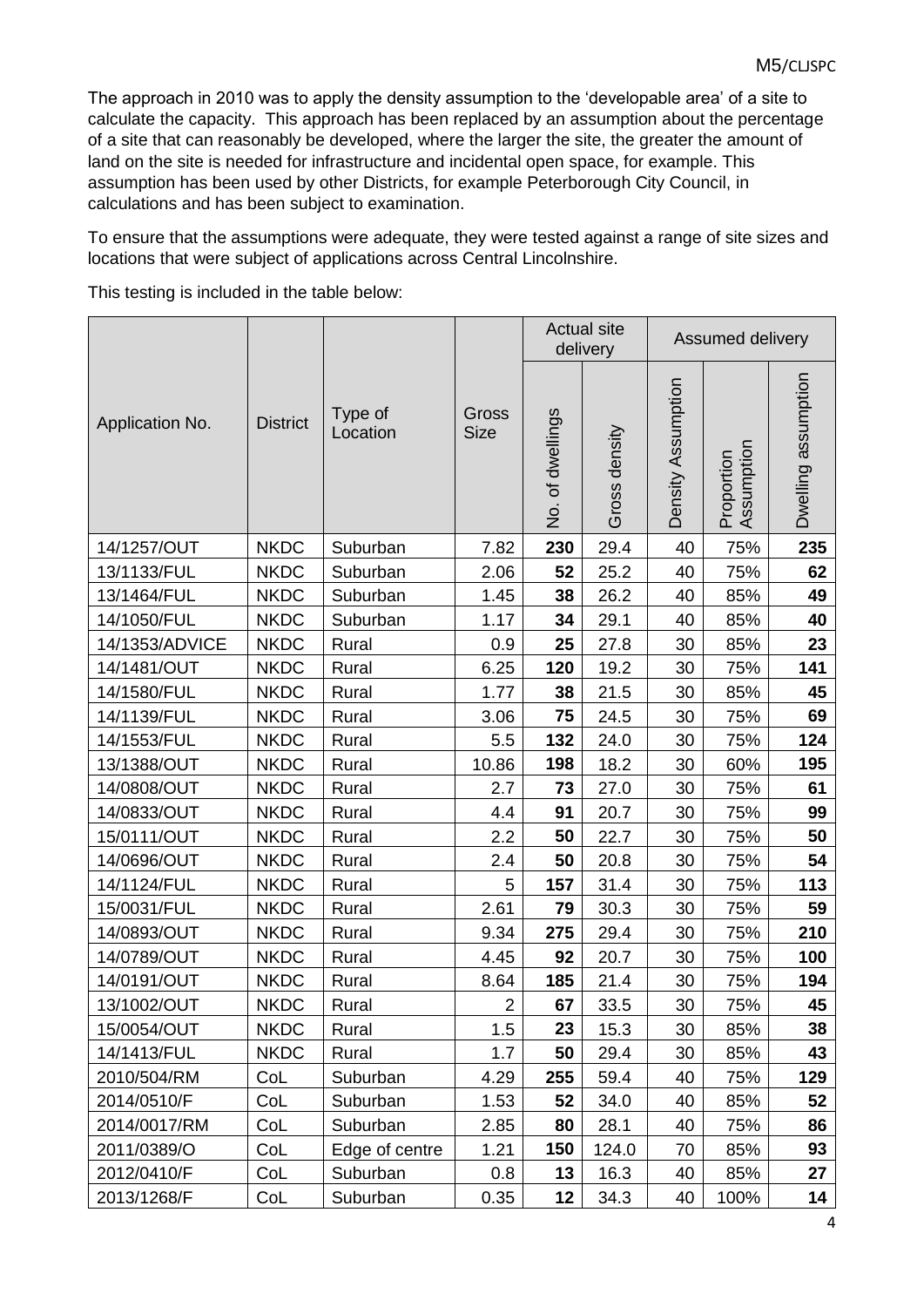The approach in 2010 was to apply the density assumption to the 'developable area' of a site to calculate the capacity. This approach has been replaced by an assumption about the percentage of a site that can reasonably be developed, where the larger the site, the greater the amount of land on the site is needed for infrastructure and incidental open space, for example. This assumption has been used by other Districts, for example Peterborough City Council, in calculations and has been subject to examination.

To ensure that the assumptions were adequate, they were tested against a range of site sizes and locations that were subject of applications across Central Lincolnshire.

This testing is included in the table below:

| Application No. | District | Type of Location | Gross Size | Actual site delivery | | Assumed delivery | | |
|---|---|---|---|---|---|---|---|---|
| | | | | No. of dwellings | Gross density | Density Assumption | Proportion Assumption | Dwelling assumption |
| 14/1257/OUT | NKDC | Suburban | 7.82 | **230** | 29.4 | 40 | 75% | **235** |
| 13/1133/FUL | NKDC | Suburban | 2.06 | **52** | 25.2 | 40 | 75% | **62** |
| 13/1464/FUL | NKDC | Suburban | 1.45 | **38** | 26.2 | 40 | 85% | **49** |
| 14/1050/FUL | NKDC | Suburban | 1.17 | **34** | 29.1 | 40 | 85% | **40** |
| 14/1353/ADVICE | NKDC | Rural | 0.9 | **25** | 27.8 | 30 | 85% | **23** |
| 14/1481/OUT | NKDC | Rural | 6.25 | **120** | 19.2 | 30 | 75% | **141** |
| 14/1580/FUL | NKDC | Rural | 1.77 | **38** | 21.5 | 30 | 85% | **45** |
| 14/1139/FUL | NKDC | Rural | 3.06 | **75** | 24.5 | 30 | 75% | **69** |
| 14/1553/FUL | NKDC | Rural | 5.5 | **132** | 24.0 | 30 | 75% | **124** |
| 13/1388/OUT | NKDC | Rural | 10.86 | **198** | 18.2 | 30 | 60% | **195** |
| 14/0808/OUT | NKDC | Rural | 2.7 | **73** | 27.0 | 30 | 75% | **61** |
| 14/0833/OUT | NKDC | Rural | 4.4 | **91** | 20.7 | 30 | 75% | **99** |
| 15/0111/OUT | NKDC | Rural | 2.2 | **50** | 22.7 | 30 | 75% | **50** |
| 14/0696/OUT | NKDC | Rural | 2.4 | **50** | 20.8 | 30 | 75% | **54** |
| 14/1124/FUL | NKDC | Rural | 5 | **157** | 31.4 | 30 | 75% | **113** |
| 15/0031/FUL | NKDC | Rural | 2.61 | **79** | 30.3 | 30 | 75% | **59** |
| 14/0893/OUT | NKDC | Rural | 9.34 | **275** | 29.4 | 30 | 75% | **210** |
| 14/0789/OUT | NKDC | Rural | 4.45 | **92** | 20.7 | 30 | 75% | **100** |
| 14/0191/OUT | NKDC | Rural | 8.64 | **185** | 21.4 | 30 | 75% | **194** |
| 13/1002/OUT | NKDC | Rural | 2 | **67** | 33.5 | 30 | 75% | **45** |
| 15/0054/OUT | NKDC | Rural | 1.5 | **23** | 15.3 | 30 | 85% | **38** |
| 14/1413/FUL | NKDC | Rural | 1.7 | **50** | 29.4 | 30 | 85% | **43** |
| 2010/504/RM | CoL | Suburban | 4.29 | **255** | 59.4 | 40 | 75% | **129** |
| 2014/0510/F | CoL | Suburban | 1.53 | **52** | 34.0 | 40 | 85% | **52** |
| 2014/0017/RM | CoL | Suburban | 2.85 | **80** | 28.1 | 40 | 75% | **86** |
| 2011/0389/O | CoL | Edge of centre | 1.21 | **150** | 124.0 | 70 | 85% | **93** |
| 2012/0410/F | CoL | Suburban | 0.8 | **13** | 16.3 | 40 | 85% | **27** |
| 2013/1268/F | CoL | Suburban | 0.35 | **12** | 34.3 | 40 | 100% | **14** |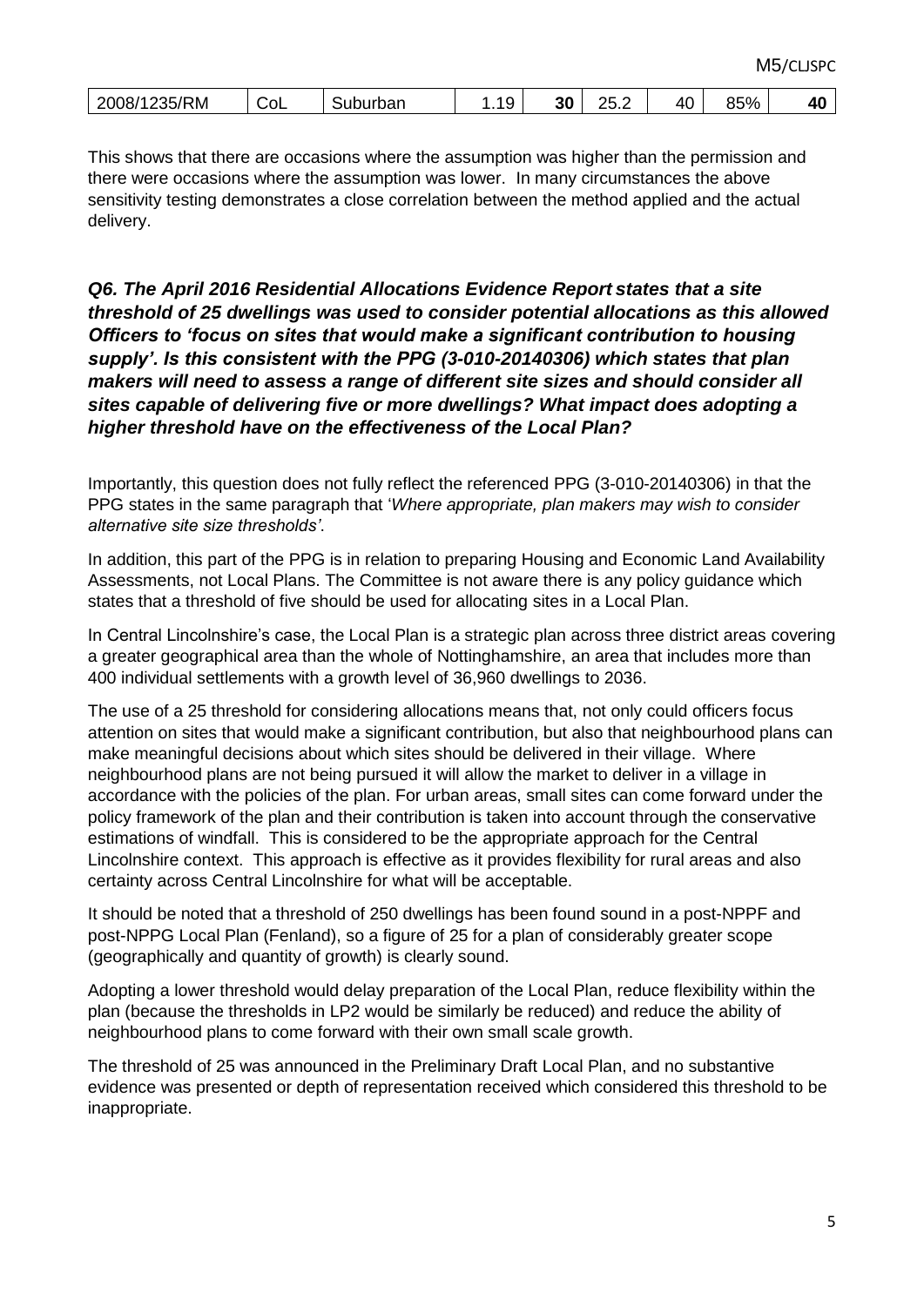| 2008/1235/RM | CoL | Suburban | 1.19 | **30** | 25.2 | 40 | 85% | **40** |
|---|---|---|---|---|---|---|---|---|

This shows that there are occasions where the assumption was higher than the permission and there were occasions where the assumption was lower. In many circumstances the above sensitivity testing demonstrates a close correlation between the method applied and the actual delivery.

### *Q6. The April 2016 Residential Allocations Evidence Report states that a site threshold of 25 dwellings was used to consider potential allocations as this allowed Officers to 'focus on sites that would make a significant contribution to housing supply'. Is this consistent with the PPG (3-010-20140306) which states that plan makers will need to assess a range of different site sizes and should consider all sites capable of delivering five or more dwellings? What impact does adopting a higher threshold have on the effectiveness of the Local Plan?*

Importantly, this question does not fully reflect the referenced PPG (3-010-20140306) in that the PPG states in the same paragraph that '*Where appropriate, plan makers may wish to consider alternative site size thresholds*'.

In addition, this part of the PPG is in relation to preparing Housing and Economic Land Availability Assessments, not Local Plans. The Committee is not aware there is any policy guidance which states that a threshold of five should be used for allocating sites in a Local Plan.

In Central Lincolnshire's case, the Local Plan is a strategic plan across three district areas covering a greater geographical area than the whole of Nottinghamshire, an area that includes more than 400 individual settlements with a growth level of 36,960 dwellings to 2036.

The use of a 25 threshold for considering allocations means that, not only could officers focus attention on sites that would make a significant contribution, but also that neighbourhood plans can make meaningful decisions about which sites should be delivered in their village. Where neighbourhood plans are not being pursued it will allow the market to deliver in a village in accordance with the policies of the plan. For urban areas, small sites can come forward under the policy framework of the plan and their contribution is taken into account through the conservative estimations of windfall. This is considered to be the appropriate approach for the Central Lincolnshire context. This approach is effective as it provides flexibility for rural areas and also certainty across Central Lincolnshire for what will be acceptable.

It should be noted that a threshold of 250 dwellings has been found sound in a post-NPPF and post-NPPG Local Plan (Fenland), so a figure of 25 for a plan of considerably greater scope (geographically and quantity of growth) is clearly sound.

Adopting a lower threshold would delay preparation of the Local Plan, reduce flexibility within the plan (because the thresholds in LP2 would be similarly be reduced) and reduce the ability of neighbourhood plans to come forward with their own small scale growth.

The threshold of 25 was announced in the Preliminary Draft Local Plan, and no substantive evidence was presented or depth of representation received which considered this threshold to be inappropriate.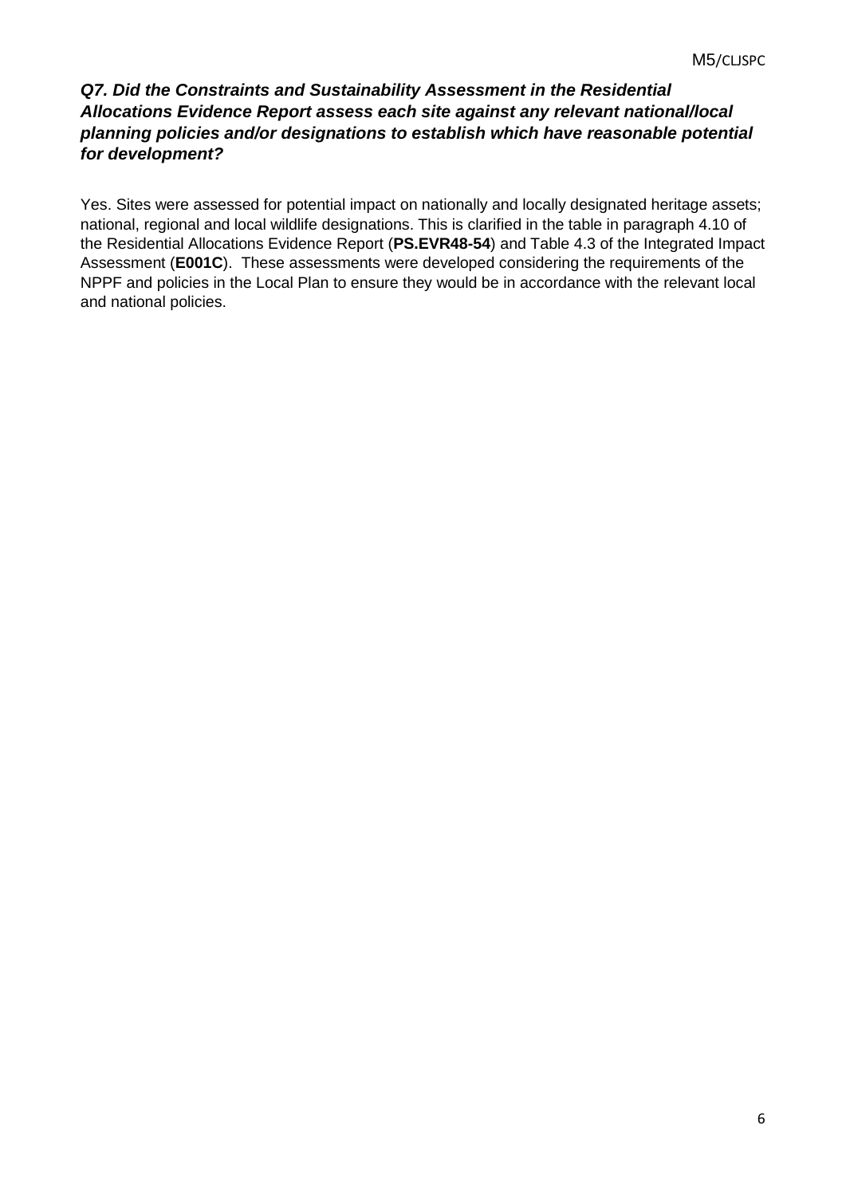***Q7. Did the Constraints and Sustainability Assessment in the Residential Allocations Evidence Report assess each site against any relevant national/local planning policies and/or designations to establish which have reasonable potential for development?***

Yes. Sites were assessed for potential impact on nationally and locally designated heritage assets; national, regional and local wildlife designations. This is clarified in the table in paragraph 4.10 of the Residential Allocations Evidence Report (**PS.EVR48-54**) and Table 4.3 of the Integrated Impact Assessment (**E001C**). These assessments were developed considering the requirements of the NPPF and policies in the Local Plan to ensure they would be in accordance with the relevant local and national policies.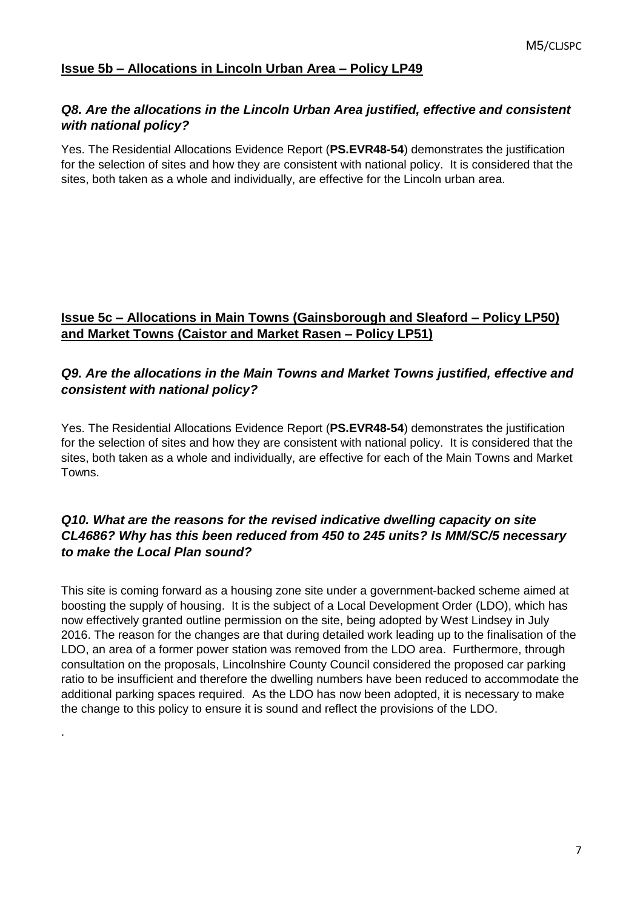### Issue 5b – Allocations in Lincoln Urban Area – Policy LP49

***Q8. Are the allocations in the Lincoln Urban Area justified, effective and consistent with national policy?***

Yes. The Residential Allocations Evidence Report (**PS.EVR48-54**) demonstrates the justification for the selection of sites and how they are consistent with national policy. It is considered that the sites, both taken as a whole and individually, are effective for the Lincoln urban area.

### Issue 5c – Allocations in Main Towns (Gainsborough and Sleaford – Policy LP50) and Market Towns (Caistor and Market Rasen – Policy LP51)

***Q9. Are the allocations in the Main Towns and Market Towns justified, effective and consistent with national policy?***

Yes. The Residential Allocations Evidence Report (**PS.EVR48-54**) demonstrates the justification for the selection of sites and how they are consistent with national policy. It is considered that the sites, both taken as a whole and individually, are effective for each of the Main Towns and Market Towns.

***Q10. What are the reasons for the revised indicative dwelling capacity on site CL4686? Why has this been reduced from 450 to 245 units? Is MM/SC/5 necessary to make the Local Plan sound?***

This site is coming forward as a housing zone site under a government-backed scheme aimed at boosting the supply of housing. It is the subject of a Local Development Order (LDO), which has now effectively granted outline permission on the site, being adopted by West Lindsey in July 2016. The reason for the changes are that during detailed work leading up to the finalisation of the LDO, an area of a former power station was removed from the LDO area. Furthermore, through consultation on the proposals, Lincolnshire County Council considered the proposed car parking ratio to be insufficient and therefore the dwelling numbers have been reduced to accommodate the additional parking spaces required. As the LDO has now been adopted, it is necessary to make the change to this policy to ensure it is sound and reflect the provisions of the LDO.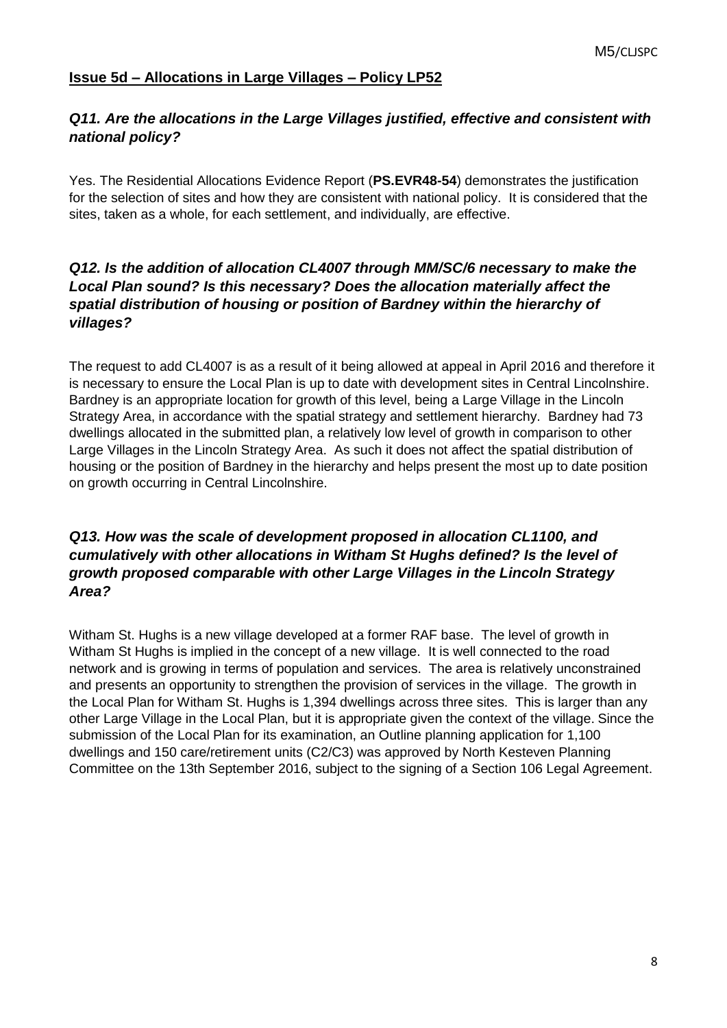**Issue 5d – Allocations in Large Villages – Policy LP52**

***Q11. Are the allocations in the Large Villages justified, effective and consistent with national policy?***

Yes. The Residential Allocations Evidence Report (**PS.EVR48-54**) demonstrates the justification for the selection of sites and how they are consistent with national policy. It is considered that the sites, taken as a whole, for each settlement, and individually, are effective.

***Q12. Is the addition of allocation CL4007 through MM/SC/6 necessary to make the Local Plan sound? Is this necessary? Does the allocation materially affect the spatial distribution of housing or position of Bardney within the hierarchy of villages?***

The request to add CL4007 is as a result of it being allowed at appeal in April 2016 and therefore it is necessary to ensure the Local Plan is up to date with development sites in Central Lincolnshire. Bardney is an appropriate location for growth of this level, being a Large Village in the Lincoln Strategy Area, in accordance with the spatial strategy and settlement hierarchy. Bardney had 73 dwellings allocated in the submitted plan, a relatively low level of growth in comparison to other Large Villages in the Lincoln Strategy Area. As such it does not affect the spatial distribution of housing or the position of Bardney in the hierarchy and helps present the most up to date position on growth occurring in Central Lincolnshire.

***Q13. How was the scale of development proposed in allocation CL1100, and cumulatively with other allocations in Witham St Hughs defined? Is the level of growth proposed comparable with other Large Villages in the Lincoln Strategy Area?***

Witham St. Hughs is a new village developed at a former RAF base. The level of growth in Witham St Hughs is implied in the concept of a new village. It is well connected to the road network and is growing in terms of population and services. The area is relatively unconstrained and presents an opportunity to strengthen the provision of services in the village. The growth in the Local Plan for Witham St. Hughs is 1,394 dwellings across three sites. This is larger than any other Large Village in the Local Plan, but it is appropriate given the context of the village. Since the submission of the Local Plan for its examination, an Outline planning application for 1,100 dwellings and 150 care/retirement units (C2/C3) was approved by North Kesteven Planning Committee on the 13th September 2016, subject to the signing of a Section 106 Legal Agreement.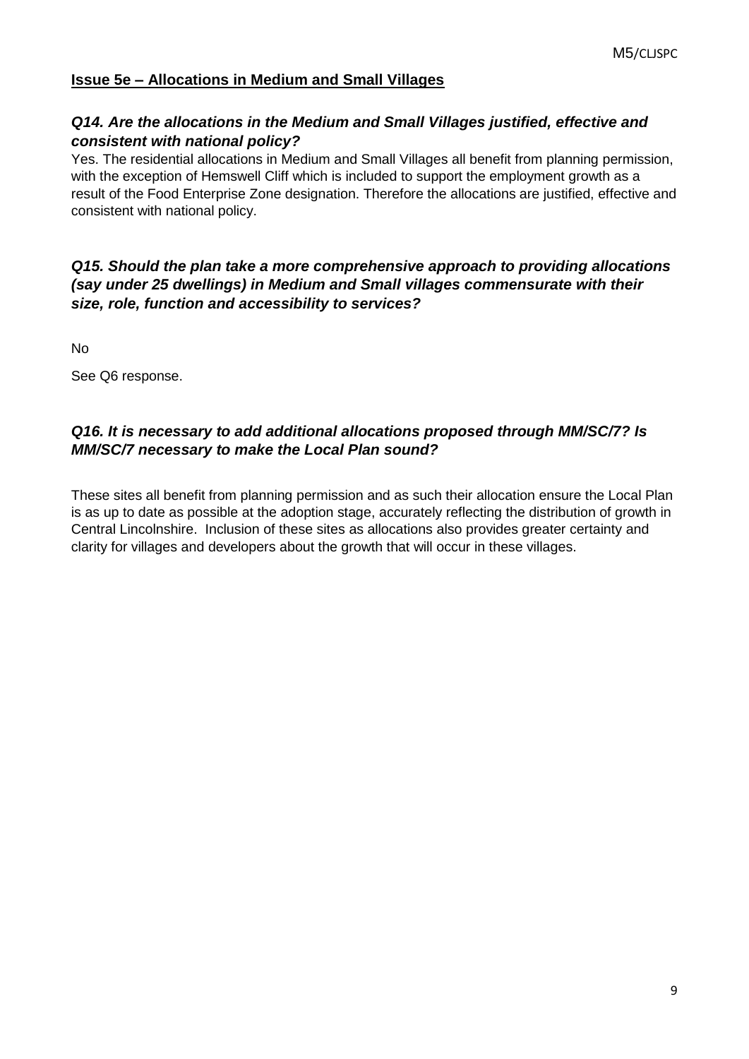## Issue 5e – Allocations in Medium and Small Villages

### *Q14. Are the allocations in the Medium and Small Villages justified, effective and consistent with national policy?*

Yes. The residential allocations in Medium and Small Villages all benefit from planning permission, with the exception of Hemswell Cliff which is included to support the employment growth as a result of the Food Enterprise Zone designation. Therefore the allocations are justified, effective and consistent with national policy.

### *Q15. Should the plan take a more comprehensive approach to providing allocations (say under 25 dwellings) in Medium and Small villages commensurate with their size, role, function and accessibility to services?*

No

See Q6 response.

### *Q16. It is necessary to add additional allocations proposed through MM/SC/7? Is MM/SC/7 necessary to make the Local Plan sound?*

These sites all benefit from planning permission and as such their allocation ensure the Local Plan is as up to date as possible at the adoption stage, accurately reflecting the distribution of growth in Central Lincolnshire. Inclusion of these sites as allocations also provides greater certainty and clarity for villages and developers about the growth that will occur in these villages.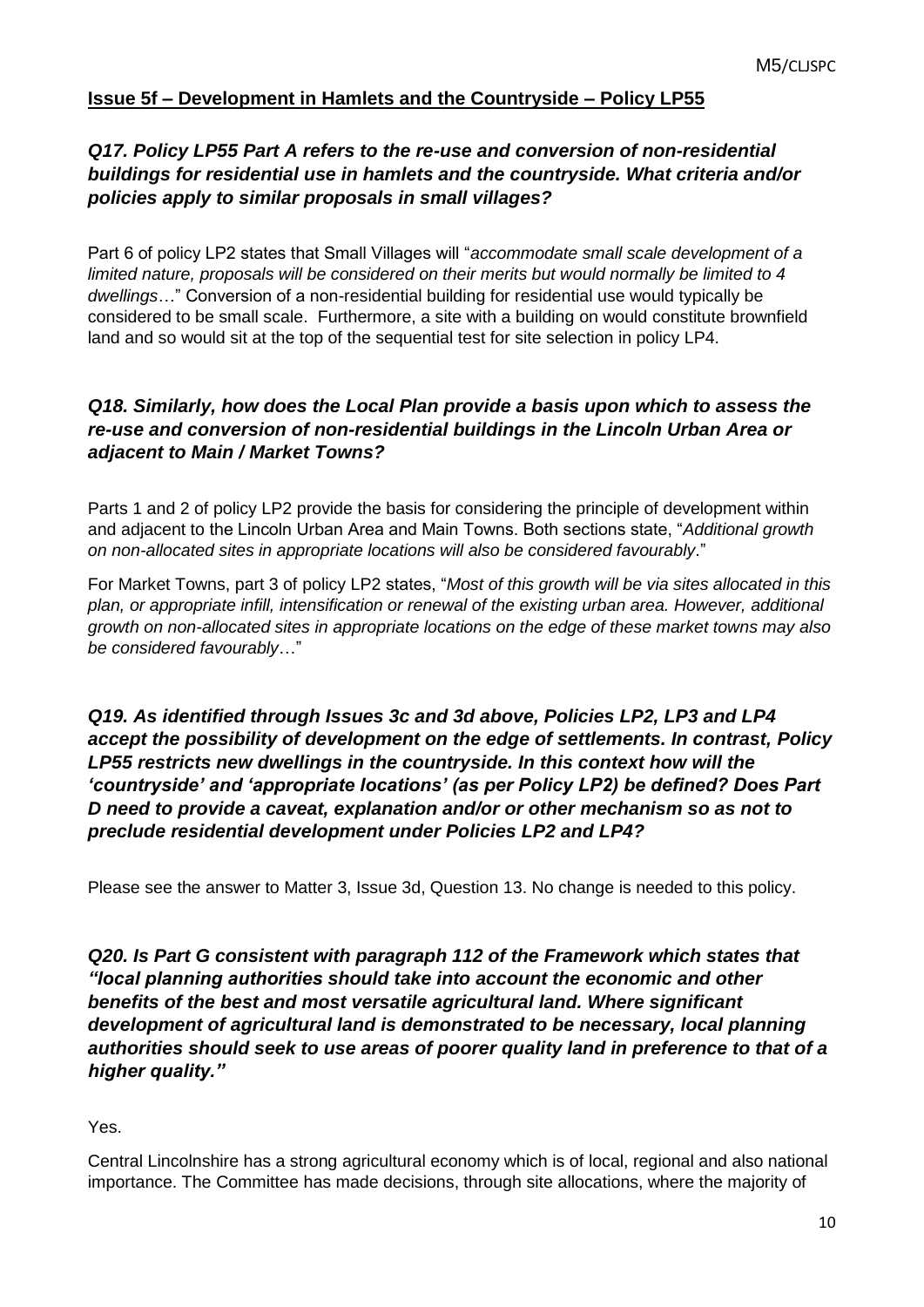## Issue 5f – Development in Hamlets and the Countryside – Policy LP55

***Q17. Policy LP55 Part A refers to the re-use and conversion of non-residential buildings for residential use in hamlets and the countryside. What criteria and/or policies apply to similar proposals in small villages?***

Part 6 of policy LP2 states that Small Villages will "*accommodate small scale development of a limited nature, proposals will be considered on their merits but would normally be limited to 4 dwellings*…" Conversion of a non-residential building for residential use would typically be considered to be small scale. Furthermore, a site with a building on would constitute brownfield land and so would sit at the top of the sequential test for site selection in policy LP4.

***Q18. Similarly, how does the Local Plan provide a basis upon which to assess the re-use and conversion of non-residential buildings in the Lincoln Urban Area or adjacent to Main / Market Towns?***

Parts 1 and 2 of policy LP2 provide the basis for considering the principle of development within and adjacent to the Lincoln Urban Area and Main Towns. Both sections state, "*Additional growth on non-allocated sites in appropriate locations will also be considered favourably*."

For Market Towns, part 3 of policy LP2 states, "*Most of this growth will be via sites allocated in this plan, or appropriate infill, intensification or renewal of the existing urban area. However, additional growth on non-allocated sites in appropriate locations on the edge of these market towns may also be considered favourably*…"

***Q19. As identified through Issues 3c and 3d above, Policies LP2, LP3 and LP4 accept the possibility of development on the edge of settlements. In contrast, Policy LP55 restricts new dwellings in the countryside. In this context how will the 'countryside' and 'appropriate locations' (as per Policy LP2) be defined? Does Part D need to provide a caveat, explanation and/or or other mechanism so as not to preclude residential development under Policies LP2 and LP4?***

Please see the answer to Matter 3, Issue 3d, Question 13. No change is needed to this policy.

***Q20. Is Part G consistent with paragraph 112 of the Framework which states that "local planning authorities should take into account the economic and other benefits of the best and most versatile agricultural land. Where significant development of agricultural land is demonstrated to be necessary, local planning authorities should seek to use areas of poorer quality land in preference to that of a higher quality."***

Yes.

Central Lincolnshire has a strong agricultural economy which is of local, regional and also national importance. The Committee has made decisions, through site allocations, where the majority of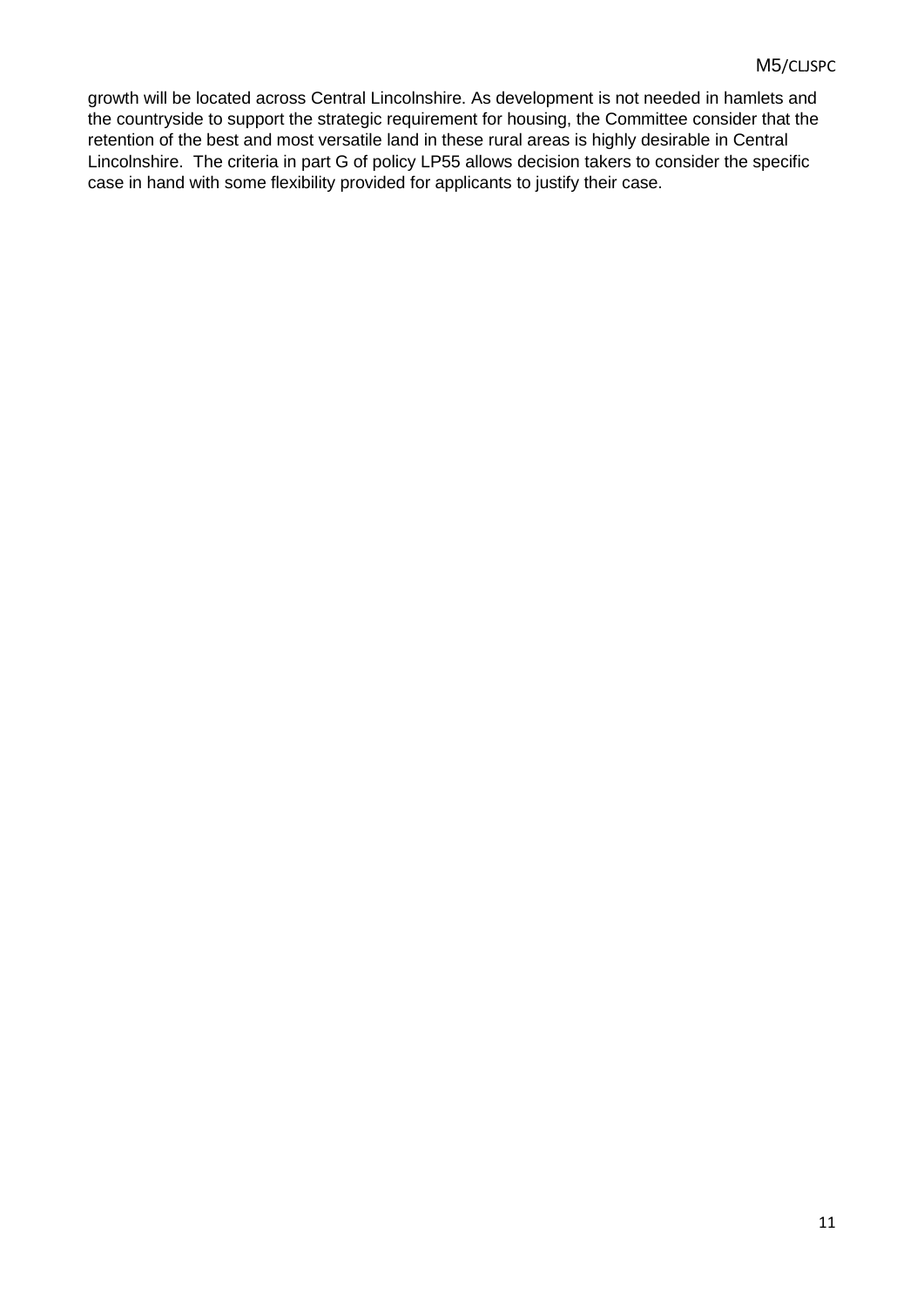growth will be located across Central Lincolnshire. As development is not needed in hamlets and the countryside to support the strategic requirement for housing, the Committee consider that the retention of the best and most versatile land in these rural areas is highly desirable in Central Lincolnshire. The criteria in part G of policy LP55 allows decision takers to consider the specific case in hand with some flexibility provided for applicants to justify their case.